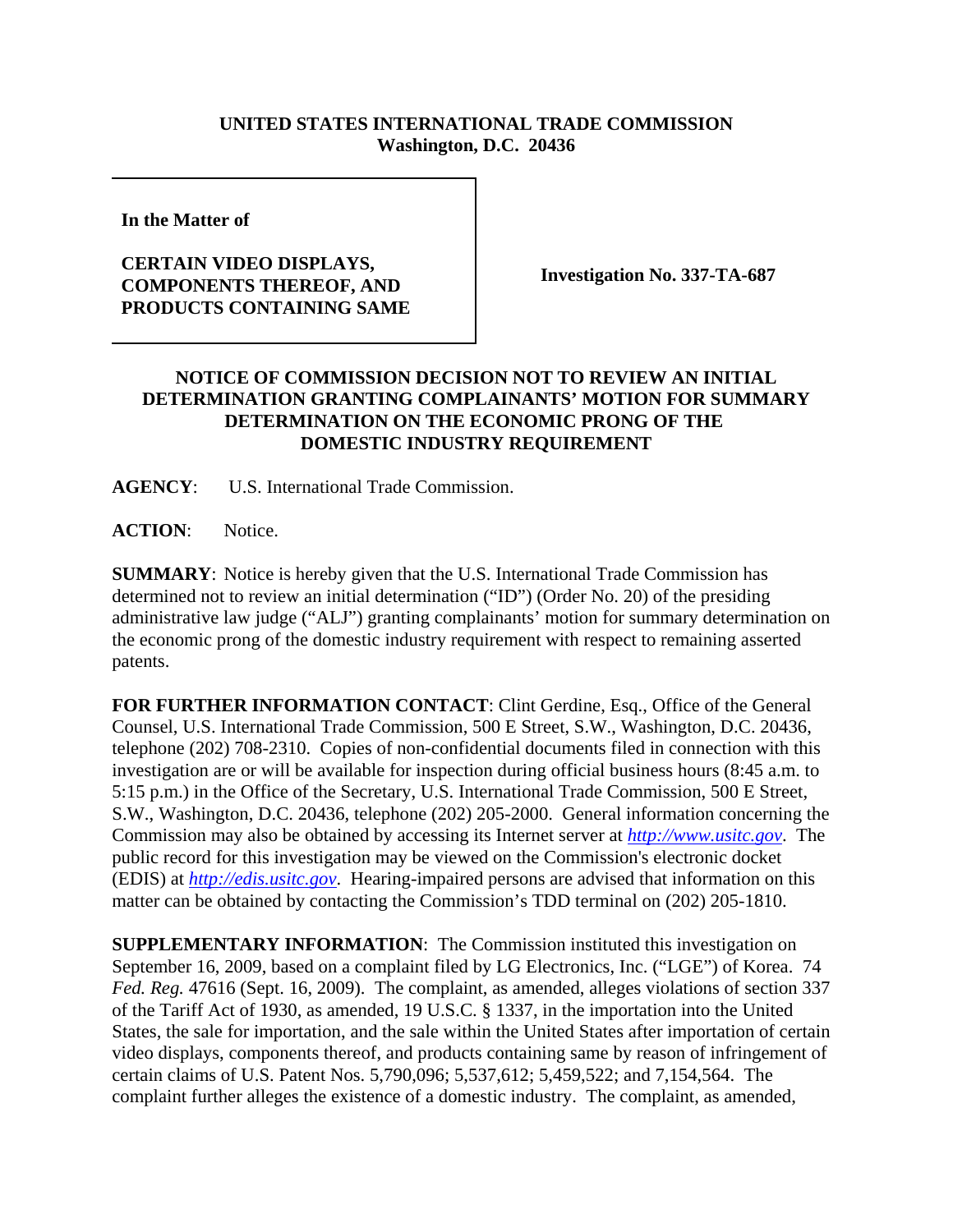**UNITED STATES INTERNATIONAL TRADE COMMISSION**
**Washington, D.C. 20436**

| | |
|---|---|
| **In the Matter of**<br><br>**CERTAIN VIDEO DISPLAYS, COMPONENTS THEREOF, AND PRODUCTS CONTAINING SAME** | **Investigation No. 337-TA-687** |

## NOTICE OF COMMISSION DECISION NOT TO REVIEW AN INITIAL DETERMINATION GRANTING COMPLAINANTS' MOTION FOR SUMMARY DETERMINATION ON THE ECONOMIC PRONG OF THE DOMESTIC INDUSTRY REQUIREMENT

**AGENCY**: U.S. International Trade Commission.

**ACTION**: Notice.

**SUMMARY**: Notice is hereby given that the U.S. International Trade Commission has determined not to review an initial determination ("ID") (Order No. 20) of the presiding administrative law judge ("ALJ") granting complainants' motion for summary determination on the economic prong of the domestic industry requirement with respect to remaining asserted patents.

**FOR FURTHER INFORMATION CONTACT**: Clint Gerdine, Esq., Office of the General Counsel, U.S. International Trade Commission, 500 E Street, S.W., Washington, D.C. 20436, telephone (202) 708-2310. Copies of non-confidential documents filed in connection with this investigation are or will be available for inspection during official business hours (8:45 a.m. to 5:15 p.m.) in the Office of the Secretary, U.S. International Trade Commission, 500 E Street, S.W., Washington, D.C. 20436, telephone (202) 205-2000. General information concerning the Commission may also be obtained by accessing its Internet server at *http://www.usitc.gov*. The public record for this investigation may be viewed on the Commission's electronic docket (EDIS) at *http://edis.usitc.gov*. Hearing-impaired persons are advised that information on this matter can be obtained by contacting the Commission's TDD terminal on (202) 205-1810.

**SUPPLEMENTARY INFORMATION**: The Commission instituted this investigation on September 16, 2009, based on a complaint filed by LG Electronics, Inc. ("LGE") of Korea. 74 *Fed. Reg.* 47616 (Sept. 16, 2009). The complaint, as amended, alleges violations of section 337 of the Tariff Act of 1930, as amended, 19 U.S.C. § 1337, in the importation into the United States, the sale for importation, and the sale within the United States after importation of certain video displays, components thereof, and products containing same by reason of infringement of certain claims of U.S. Patent Nos. 5,790,096; 5,537,612; 5,459,522; and 7,154,564. The complaint further alleges the existence of a domestic industry. The complaint, as amended,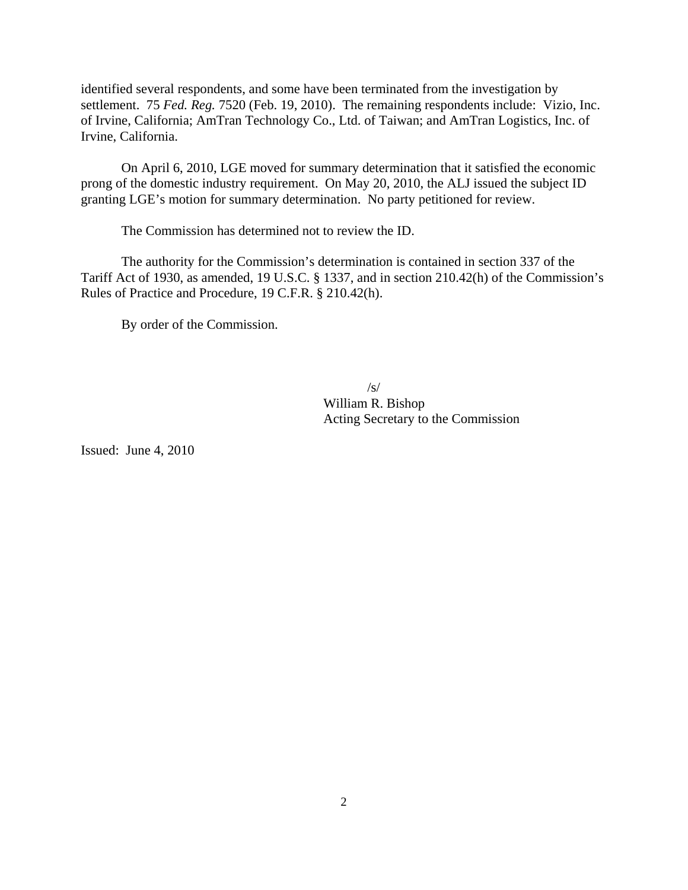identified several respondents, and some have been terminated from the investigation by settlement. 75 *Fed. Reg.* 7520 (Feb. 19, 2010). The remaining respondents include: Vizio, Inc. of Irvine, California; AmTran Technology Co., Ltd. of Taiwan; and AmTran Logistics, Inc. of Irvine, California.

On April 6, 2010, LGE moved for summary determination that it satisfied the economic prong of the domestic industry requirement. On May 20, 2010, the ALJ issued the subject ID granting LGE's motion for summary determination. No party petitioned for review.

The Commission has determined not to review the ID.

The authority for the Commission's determination is contained in section 337 of the Tariff Act of 1930, as amended, 19 U.S.C. § 1337, and in section 210.42(h) of the Commission's Rules of Practice and Procedure, 19 C.F.R. § 210.42(h).

By order of the Commission.

/s/
William R. Bishop
Acting Secretary to the Commission

Issued: June 4, 2010